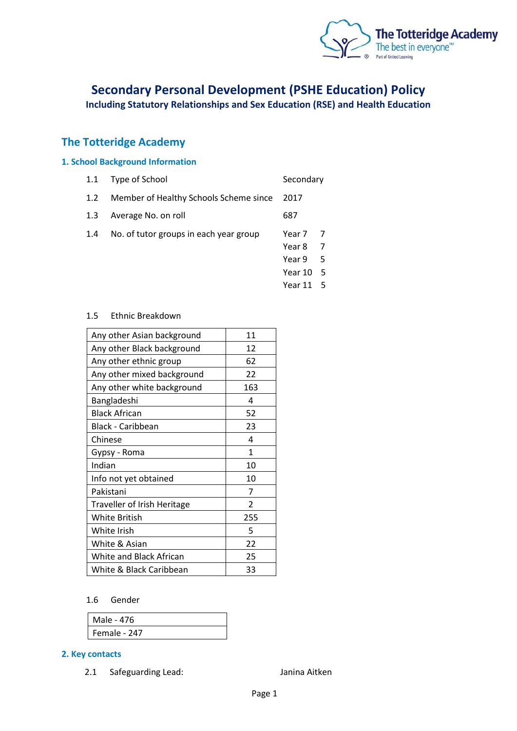# Secondary Personal Development (PSHE Education) Policy

**Including Statutory Relationships and Sex Education (RSE) and Health Education**

## The Totteridge Academy

### 1. School Background Information

| | | |
|---|---|---|
| 1.1 | Type of School | Secondary |
| 1.2 | Member of Healthy Schools Scheme since | 2017 |
| 1.3 | Average No. on roll | 687 |
| 1.4 | No. of tutor groups in each year group | Year 7 — 7<br>Year 8 — 7<br>Year 9 — 5<br>Year 10 — 5<br>Year 11 — 5 |

1.5 Ethnic Breakdown

| Ethnic group | Number |
|---|---|
| Any other Asian background | 11 |
| Any other Black background | 12 |
| Any other ethnic group | 62 |
| Any other mixed background | 22 |
| Any other white background | 163 |
| Bangladeshi | 4 |
| Black African | 52 |
| Black - Caribbean | 23 |
| Chinese | 4 |
| Gypsy - Roma | 1 |
| Indian | 10 |
| Info not yet obtained | 10 |
| Pakistani | 7 |
| Traveller of Irish Heritage | 2 |
| White British | 255 |
| White Irish | 5 |
| White & Asian | 22 |
| White and Black African | 25 |
| White & Black Caribbean | 33 |

1.6 Gender

| Gender |
|---|
| Male - 476 |
| Female - 247 |

### 2. Key contacts

2.1 Safeguarding Lead: Janina Aitken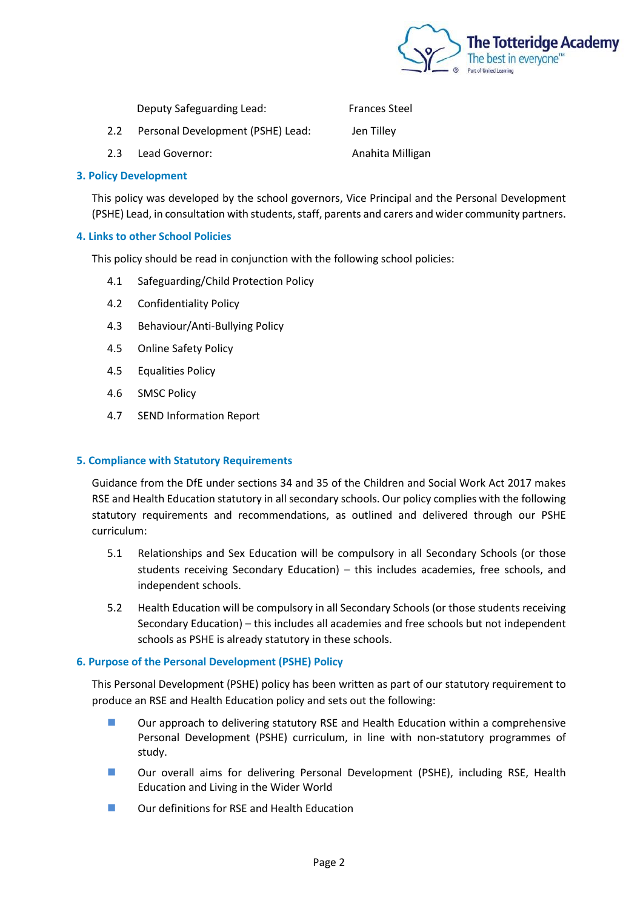Deputy Safeguarding Lead: Frances Steel

2.2 Personal Development (PSHE) Lead: Jen Tilley

2.3 Lead Governor: Anahita Milligan

### 3. Policy Development

This policy was developed by the school governors, Vice Principal and the Personal Development (PSHE) Lead, in consultation with students, staff, parents and carers and wider community partners.

### 4. Links to other School Policies

This policy should be read in conjunction with the following school policies:

4.1 Safeguarding/Child Protection Policy

4.2 Confidentiality Policy

4.3 Behaviour/Anti-Bullying Policy

4.5 Online Safety Policy

4.5 Equalities Policy

4.6 SMSC Policy

4.7 SEND Information Report

### 5. Compliance with Statutory Requirements

Guidance from the DfE under sections 34 and 35 of the Children and Social Work Act 2017 makes RSE and Health Education statutory in all secondary schools. Our policy complies with the following statutory requirements and recommendations, as outlined and delivered through our PSHE curriculum:

5.1 Relationships and Sex Education will be compulsory in all Secondary Schools (or those students receiving Secondary Education) – this includes academies, free schools, and independent schools.

5.2 Health Education will be compulsory in all Secondary Schools (or those students receiving Secondary Education) – this includes all academies and free schools but not independent schools as PSHE is already statutory in these schools.

### 6. Purpose of the Personal Development (PSHE) Policy

This Personal Development (PSHE) policy has been written as part of our statutory requirement to produce an RSE and Health Education policy and sets out the following:

- Our approach to delivering statutory RSE and Health Education within a comprehensive Personal Development (PSHE) curriculum, in line with non-statutory programmes of study.
- Our overall aims for delivering Personal Development (PSHE), including RSE, Health Education and Living in the Wider World
- Our definitions for RSE and Health Education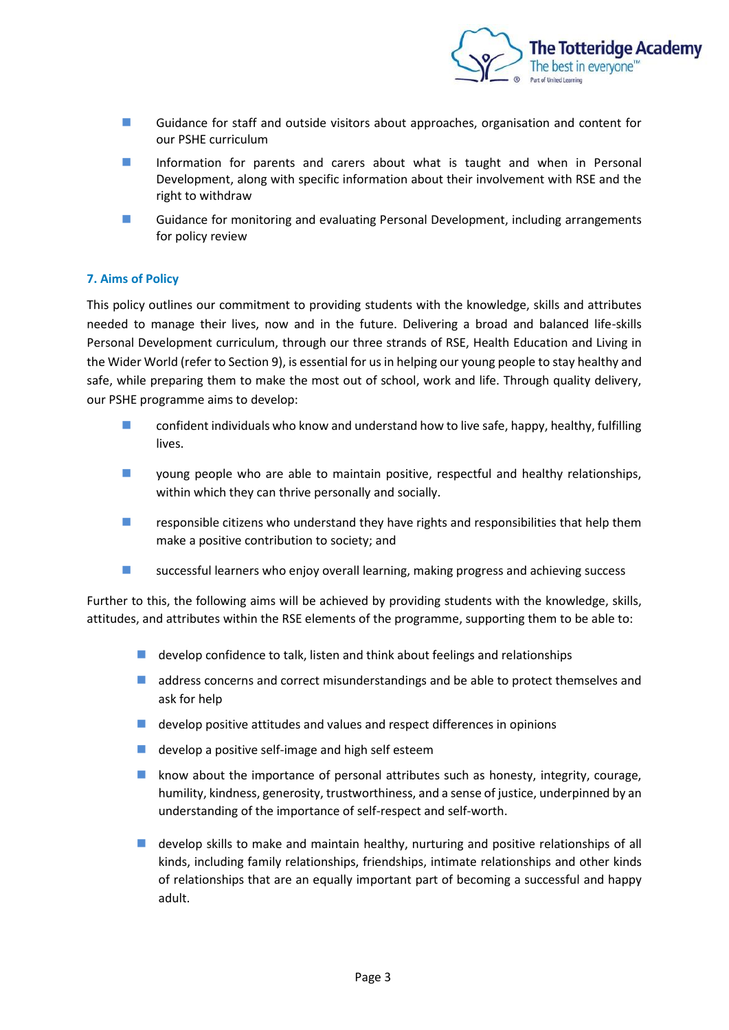- Guidance for staff and outside visitors about approaches, organisation and content for our PSHE curriculum
- Information for parents and carers about what is taught and when in Personal Development, along with specific information about their involvement with RSE and the right to withdraw
- Guidance for monitoring and evaluating Personal Development, including arrangements for policy review

### 7. Aims of Policy

This policy outlines our commitment to providing students with the knowledge, skills and attributes needed to manage their lives, now and in the future. Delivering a broad and balanced life-skills Personal Development curriculum, through our three strands of RSE, Health Education and Living in the Wider World (refer to Section 9), is essential for us in helping our young people to stay healthy and safe, while preparing them to make the most out of school, work and life. Through quality delivery, our PSHE programme aims to develop:

- confident individuals who know and understand how to live safe, happy, healthy, fulfilling lives.
- young people who are able to maintain positive, respectful and healthy relationships, within which they can thrive personally and socially.
- responsible citizens who understand they have rights and responsibilities that help them make a positive contribution to society; and
- successful learners who enjoy overall learning, making progress and achieving success

Further to this, the following aims will be achieved by providing students with the knowledge, skills, attitudes, and attributes within the RSE elements of the programme, supporting them to be able to:

- develop confidence to talk, listen and think about feelings and relationships
- address concerns and correct misunderstandings and be able to protect themselves and ask for help
- develop positive attitudes and values and respect differences in opinions
- develop a positive self-image and high self esteem
- know about the importance of personal attributes such as honesty, integrity, courage, humility, kindness, generosity, trustworthiness, and a sense of justice, underpinned by an understanding of the importance of self-respect and self-worth.
- develop skills to make and maintain healthy, nurturing and positive relationships of all kinds, including family relationships, friendships, intimate relationships and other kinds of relationships that are an equally important part of becoming a successful and happy adult.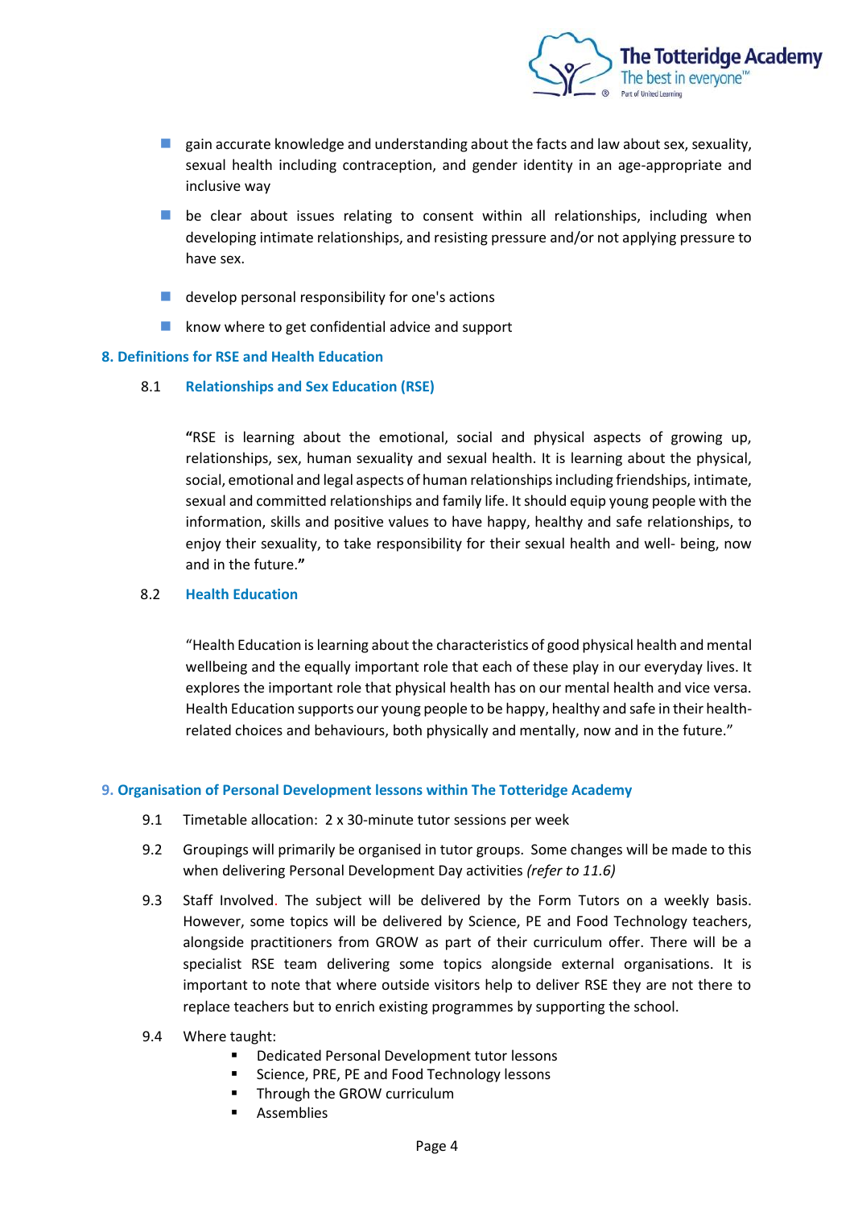- gain accurate knowledge and understanding about the facts and law about sex, sexuality, sexual health including contraception, and gender identity in an age-appropriate and inclusive way
- be clear about issues relating to consent within all relationships, including when developing intimate relationships, and resisting pressure and/or not applying pressure to have sex.
- develop personal responsibility for one's actions
- know where to get confidential advice and support

## 8. Definitions for RSE and Health Education

### 8.1 Relationships and Sex Education (RSE)

**"**RSE is learning about the emotional, social and physical aspects of growing up, relationships, sex, human sexuality and sexual health. It is learning about the physical, social, emotional and legal aspects of human relationships including friendships, intimate, sexual and committed relationships and family life. It should equip young people with the information, skills and positive values to have happy, healthy and safe relationships, to enjoy their sexuality, to take responsibility for their sexual health and well- being, now and in the future.**"**

### 8.2 Health Education

"Health Education is learning about the characteristics of good physical health and mental wellbeing and the equally important role that each of these play in our everyday lives. It explores the important role that physical health has on our mental health and vice versa. Health Education supports our young people to be happy, healthy and safe in their health-related choices and behaviours, both physically and mentally, now and in the future."

## 9. Organisation of Personal Development lessons within The Totteridge Academy

9.1 Timetable allocation: 2 x 30-minute tutor sessions per week

9.2 Groupings will primarily be organised in tutor groups. Some changes will be made to this when delivering Personal Development Day activities *(refer to 11.6)*

9.3 Staff Involved. The subject will be delivered by the Form Tutors on a weekly basis. However, some topics will be delivered by Science, PE and Food Technology teachers, alongside practitioners from GROW as part of their curriculum offer. There will be a specialist RSE team delivering some topics alongside external organisations. It is important to note that where outside visitors help to deliver RSE they are not there to replace teachers but to enrich existing programmes by supporting the school.

9.4 Where taught:

- Dedicated Personal Development tutor lessons
- Science, PRE, PE and Food Technology lessons
- Through the GROW curriculum
- Assemblies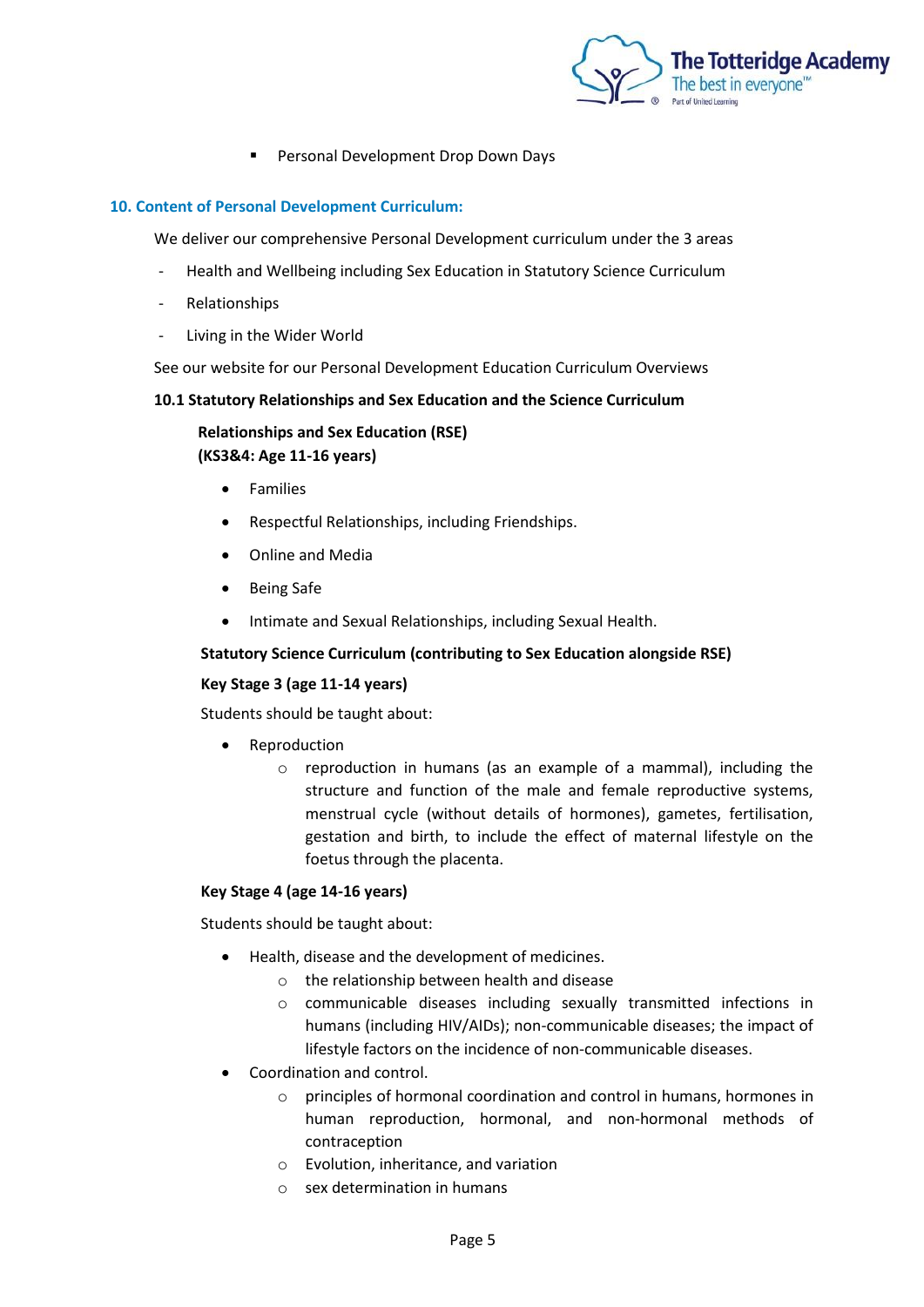- Personal Development Drop Down Days

## 10. Content of Personal Development Curriculum:

We deliver our comprehensive Personal Development curriculum under the 3 areas

- Health and Wellbeing including Sex Education in Statutory Science Curriculum
- Relationships
- Living in the Wider World

See our website for our Personal Development Education Curriculum Overviews

### 10.1 Statutory Relationships and Sex Education and the Science Curriculum

**Relationships and Sex Education (RSE)**
**(KS3&4: Age 11-16 years)**

- Families
- Respectful Relationships, including Friendships.
- Online and Media
- Being Safe
- Intimate and Sexual Relationships, including Sexual Health.

**Statutory Science Curriculum (contributing to Sex Education alongside RSE)**

**Key Stage 3 (age 11-14 years)**

Students should be taught about:

- Reproduction
    - reproduction in humans (as an example of a mammal), including the structure and function of the male and female reproductive systems, menstrual cycle (without details of hormones), gametes, fertilisation, gestation and birth, to include the effect of maternal lifestyle on the foetus through the placenta.

**Key Stage 4 (age 14-16 years)**

Students should be taught about:

- Health, disease and the development of medicines.
    - the relationship between health and disease
    - communicable diseases including sexually transmitted infections in humans (including HIV/AIDs); non-communicable diseases; the impact of lifestyle factors on the incidence of non-communicable diseases.
- Coordination and control.
    - principles of hormonal coordination and control in humans, hormones in human reproduction, hormonal, and non-hormonal methods of contraception
    - Evolution, inheritance, and variation
    - sex determination in humans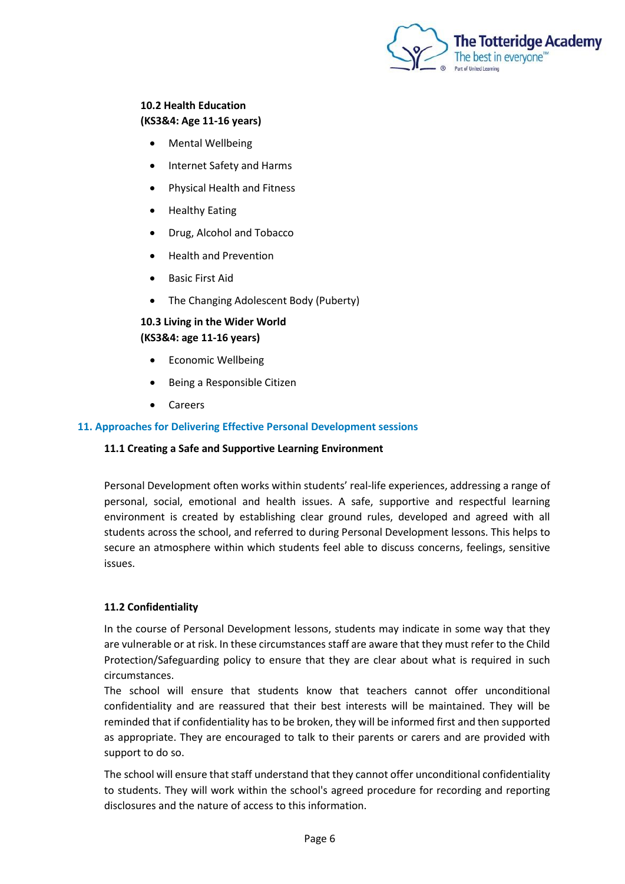**10.2 Health Education**
**(KS3&4: Age 11-16 years)**

- Mental Wellbeing
- Internet Safety and Harms
- Physical Health and Fitness
- Healthy Eating
- Drug, Alcohol and Tobacco
- Health and Prevention
- Basic First Aid
- The Changing Adolescent Body (Puberty)

**10.3 Living in the Wider World**
**(KS3&4: age 11-16 years)**

- Economic Wellbeing
- Being a Responsible Citizen
- Careers

## 11. Approaches for Delivering Effective Personal Development sessions

### 11.1 Creating a Safe and Supportive Learning Environment

Personal Development often works within students' real-life experiences, addressing a range of personal, social, emotional and health issues. A safe, supportive and respectful learning environment is created by establishing clear ground rules, developed and agreed with all students across the school, and referred to during Personal Development lessons. This helps to secure an atmosphere within which students feel able to discuss concerns, feelings, sensitive issues.

### 11.2 Confidentiality

In the course of Personal Development lessons, students may indicate in some way that they are vulnerable or at risk. In these circumstances staff are aware that they must refer to the Child Protection/Safeguarding policy to ensure that they are clear about what is required in such circumstances.

The school will ensure that students know that teachers cannot offer unconditional confidentiality and are reassured that their best interests will be maintained. They will be reminded that if confidentiality has to be broken, they will be informed first and then supported as appropriate. They are encouraged to talk to their parents or carers and are provided with support to do so.

The school will ensure that staff understand that they cannot offer unconditional confidentiality to students. They will work within the school's agreed procedure for recording and reporting disclosures and the nature of access to this information.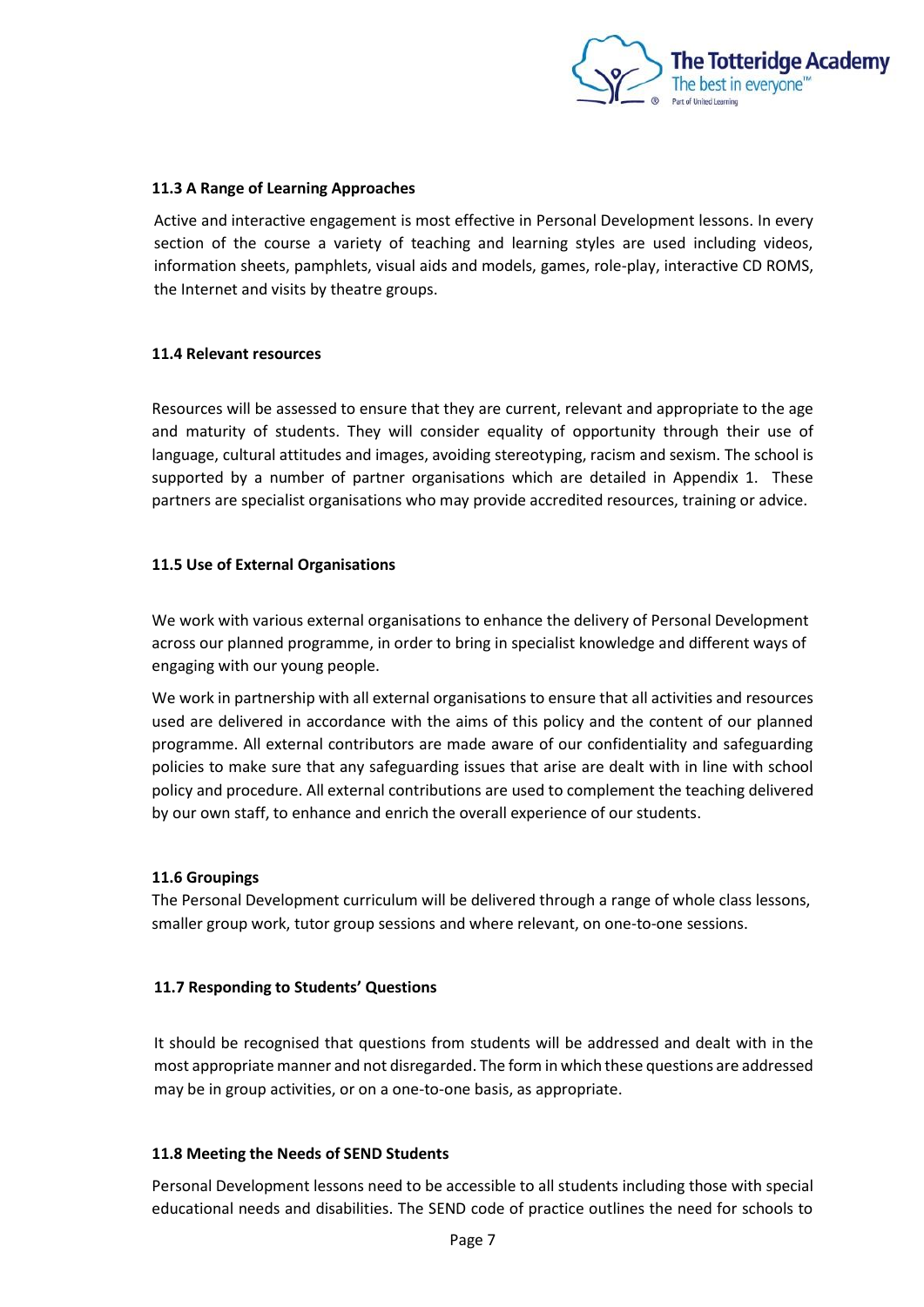### 11.3 A Range of Learning Approaches

Active and interactive engagement is most effective in Personal Development lessons. In every section of the course a variety of teaching and learning styles are used including videos, information sheets, pamphlets, visual aids and models, games, role-play, interactive CD ROMS, the Internet and visits by theatre groups.

### 11.4 Relevant resources

Resources will be assessed to ensure that they are current, relevant and appropriate to the age and maturity of students. They will consider equality of opportunity through their use of language, cultural attitudes and images, avoiding stereotyping, racism and sexism. The school is supported by a number of partner organisations which are detailed in Appendix 1. These partners are specialist organisations who may provide accredited resources, training or advice.

### 11.5 Use of External Organisations

We work with various external organisations to enhance the delivery of Personal Development across our planned programme, in order to bring in specialist knowledge and different ways of engaging with our young people.

We work in partnership with all external organisations to ensure that all activities and resources used are delivered in accordance with the aims of this policy and the content of our planned programme. All external contributors are made aware of our confidentiality and safeguarding policies to make sure that any safeguarding issues that arise are dealt with in line with school policy and procedure. All external contributions are used to complement the teaching delivered by our own staff, to enhance and enrich the overall experience of our students.

### 11.6 Groupings

The Personal Development curriculum will be delivered through a range of whole class lessons, smaller group work, tutor group sessions and where relevant, on one-to-one sessions.

### 11.7 Responding to Students' Questions

It should be recognised that questions from students will be addressed and dealt with in the most appropriate manner and not disregarded. The form in which these questions are addressed may be in group activities, or on a one-to-one basis, as appropriate.

### 11.8 Meeting the Needs of SEND Students

Personal Development lessons need to be accessible to all students including those with special educational needs and disabilities. The SEND code of practice outlines the need for schools to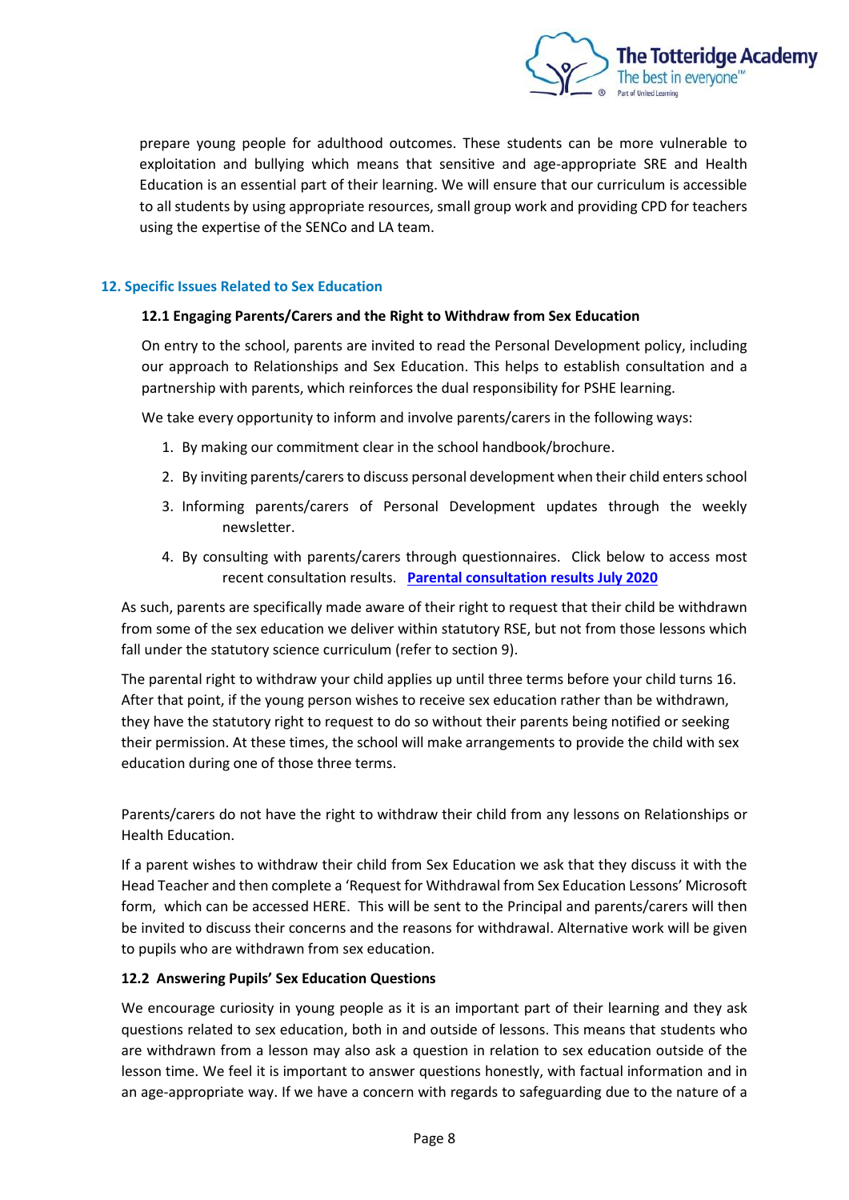prepare young people for adulthood outcomes. These students can be more vulnerable to exploitation and bullying which means that sensitive and age-appropriate SRE and Health Education is an essential part of their learning. We will ensure that our curriculum is accessible to all students by using appropriate resources, small group work and providing CPD for teachers using the expertise of the SENCo and LA team.

## 12. Specific Issues Related to Sex Education

### 12.1 Engaging Parents/Carers and the Right to Withdraw from Sex Education

On entry to the school, parents are invited to read the Personal Development policy, including our approach to Relationships and Sex Education. This helps to establish consultation and a partnership with parents, which reinforces the dual responsibility for PSHE learning.

We take every opportunity to inform and involve parents/carers in the following ways:

1. By making our commitment clear in the school handbook/brochure.
2. By inviting parents/carers to discuss personal development when their child enters school
3. Informing parents/carers of Personal Development updates through the weekly newsletter.
4. By consulting with parents/carers through questionnaires. Click below to access most recent consultation results. **Parental consultation results July 2020**

As such, parents are specifically made aware of their right to request that their child be withdrawn from some of the sex education we deliver within statutory RSE, but not from those lessons which fall under the statutory science curriculum (refer to section 9).

The parental right to withdraw your child applies up until three terms before your child turns 16. After that point, if the young person wishes to receive sex education rather than be withdrawn, they have the statutory right to request to do so without their parents being notified or seeking their permission. At these times, the school will make arrangements to provide the child with sex education during one of those three terms.

Parents/carers do not have the right to withdraw their child from any lessons on Relationships or Health Education.

If a parent wishes to withdraw their child from Sex Education we ask that they discuss it with the Head Teacher and then complete a 'Request for Withdrawal from Sex Education Lessons' Microsoft form, which can be accessed HERE. This will be sent to the Principal and parents/carers will then be invited to discuss their concerns and the reasons for withdrawal. Alternative work will be given to pupils who are withdrawn from sex education.

### 12.2 Answering Pupils' Sex Education Questions

We encourage curiosity in young people as it is an important part of their learning and they ask questions related to sex education, both in and outside of lessons. This means that students who are withdrawn from a lesson may also ask a question in relation to sex education outside of the lesson time. We feel it is important to answer questions honestly, with factual information and in an age-appropriate way. If we have a concern with regards to safeguarding due to the nature of a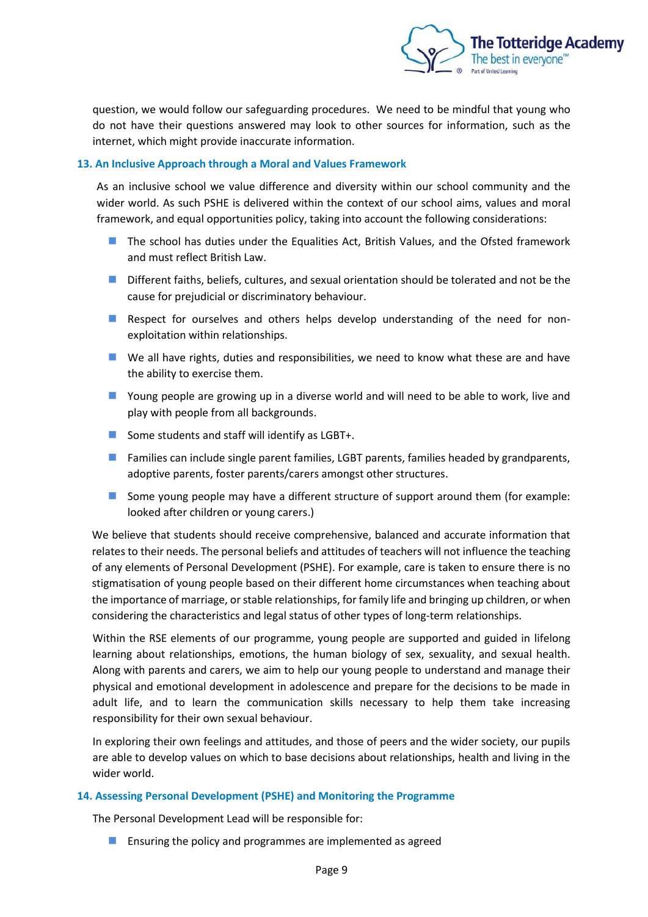question, we would follow our safeguarding procedures. We need to be mindful that young who do not have their questions answered may look to other sources for information, such as the internet, which might provide inaccurate information.

## 13. An Inclusive Approach through a Moral and Values Framework

As an inclusive school we value difference and diversity within our school community and the wider world. As such PSHE is delivered within the context of our school aims, values and moral framework, and equal opportunities policy, taking into account the following considerations:

- The school has duties under the Equalities Act, British Values, and the Ofsted framework and must reflect British Law.
- Different faiths, beliefs, cultures, and sexual orientation should be tolerated and not be the cause for prejudicial or discriminatory behaviour.
- Respect for ourselves and others helps develop understanding of the need for non-exploitation within relationships.
- We all have rights, duties and responsibilities, we need to know what these are and have the ability to exercise them.
- Young people are growing up in a diverse world and will need to be able to work, live and play with people from all backgrounds.
- Some students and staff will identify as LGBT+.
- Families can include single parent families, LGBT parents, families headed by grandparents, adoptive parents, foster parents/carers amongst other structures.
- Some young people may have a different structure of support around them (for example: looked after children or young carers.)

We believe that students should receive comprehensive, balanced and accurate information that relates to their needs. The personal beliefs and attitudes of teachers will not influence the teaching of any elements of Personal Development (PSHE). For example, care is taken to ensure there is no stigmatisation of young people based on their different home circumstances when teaching about the importance of marriage, or stable relationships, for family life and bringing up children, or when considering the characteristics and legal status of other types of long-term relationships.

Within the RSE elements of our programme, young people are supported and guided in lifelong learning about relationships, emotions, the human biology of sex, sexuality, and sexual health. Along with parents and carers, we aim to help our young people to understand and manage their physical and emotional development in adolescence and prepare for the decisions to be made in adult life, and to learn the communication skills necessary to help them take increasing responsibility for their own sexual behaviour.

In exploring their own feelings and attitudes, and those of peers and the wider society, our pupils are able to develop values on which to base decisions about relationships, health and living in the wider world.

## 14. Assessing Personal Development (PSHE) and Monitoring the Programme

The Personal Development Lead will be responsible for:

- Ensuring the policy and programmes are implemented as agreed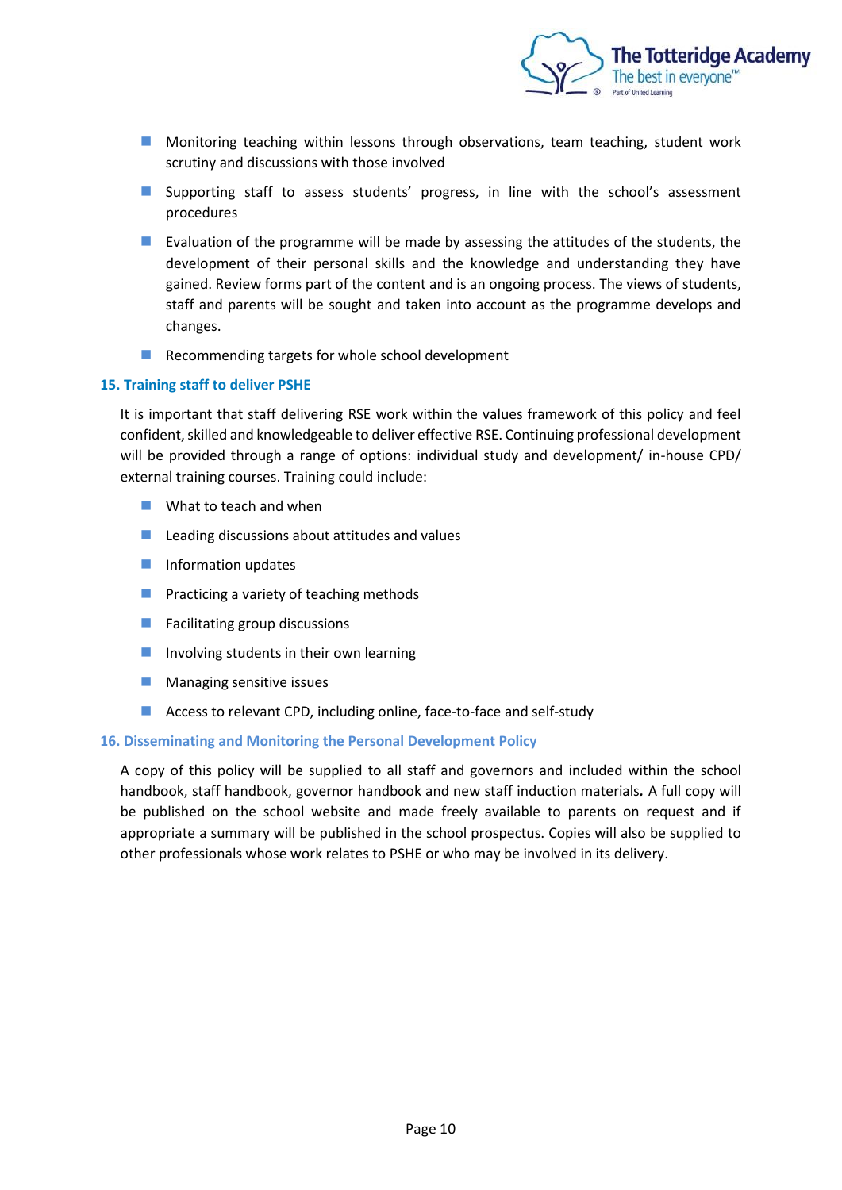- Monitoring teaching within lessons through observations, team teaching, student work scrutiny and discussions with those involved
- Supporting staff to assess students' progress, in line with the school's assessment procedures
- Evaluation of the programme will be made by assessing the attitudes of the students, the development of their personal skills and the knowledge and understanding they have gained. Review forms part of the content and is an ongoing process. The views of students, staff and parents will be sought and taken into account as the programme develops and changes.
- Recommending targets for whole school development

## 15. Training staff to deliver PSHE

It is important that staff delivering RSE work within the values framework of this policy and feel confident, skilled and knowledgeable to deliver effective RSE. Continuing professional development will be provided through a range of options: individual study and development/ in-house CPD/ external training courses. Training could include:

- What to teach and when
- Leading discussions about attitudes and values
- Information updates
- Practicing a variety of teaching methods
- Facilitating group discussions
- Involving students in their own learning
- Managing sensitive issues
- Access to relevant CPD, including online, face-to-face and self-study

## 16. Disseminating and Monitoring the Personal Development Policy

A copy of this policy will be supplied to all staff and governors and included within the school handbook, staff handbook, governor handbook and new staff induction materials**.** A full copy will be published on the school website and made freely available to parents on request and if appropriate a summary will be published in the school prospectus. Copies will also be supplied to other professionals whose work relates to PSHE or who may be involved in its delivery.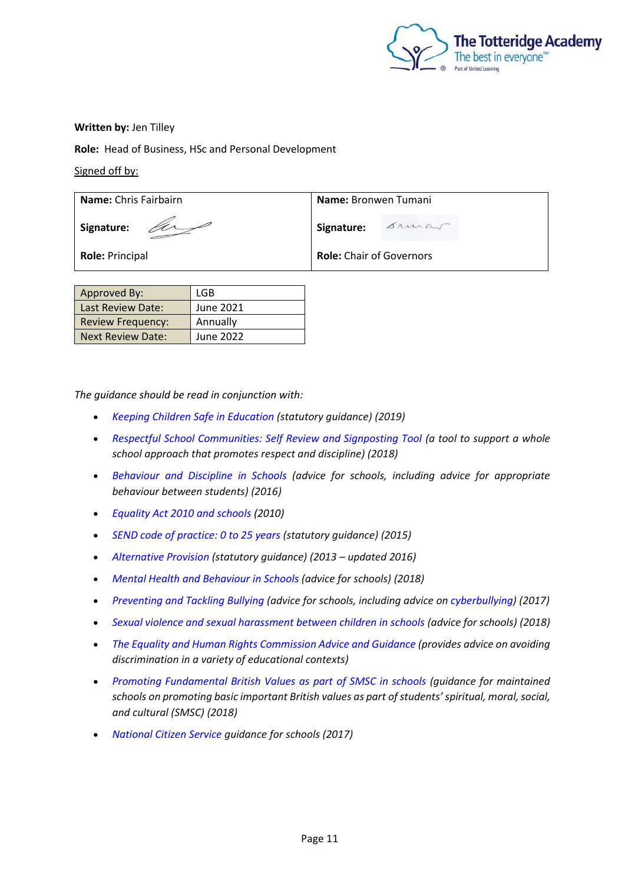**Written by:** Jen Tilley

**Role:** Head of Business, HSc and Personal Development

Signed off by:

| | |
|---|---|
| **Name:** Chris Fairbairn<br><br>**Signature:**<br><br>**Role:** Principal | **Name:** Bronwen Tumani<br><br>**Signature:**<br><br>**Role:** Chair of Governors |

| | |
|---|---|
| Approved By: | LGB |
| Last Review Date: | June 2021 |
| Review Frequency: | Annually |
| Next Review Date: | June 2022 |

*The guidance should be read in conjunction with:*

- *Keeping Children Safe in Education (statutory guidance) (2019)*
- *Respectful School Communities: Self Review and Signposting Tool (a tool to support a whole school approach that promotes respect and discipline) (2018)*
- *Behaviour and Discipline in Schools (advice for schools, including advice for appropriate behaviour between students) (2016)*
- *Equality Act 2010 and schools (2010)*
- *SEND code of practice: 0 to 25 years (statutory guidance) (2015)*
- *Alternative Provision (statutory guidance) (2013 – updated 2016)*
- *Mental Health and Behaviour in Schools (advice for schools) (2018)*
- *Preventing and Tackling Bullying (advice for schools, including advice on cyberbullying) (2017)*
- *Sexual violence and sexual harassment between children in schools (advice for schools) (2018)*
- *The Equality and Human Rights Commission Advice and Guidance (provides advice on avoiding discrimination in a variety of educational contexts)*
- *Promoting Fundamental British Values as part of SMSC in schools (guidance for maintained schools on promoting basic important British values as part of students' spiritual, moral, social, and cultural (SMSC) (2018)*
- *National Citizen Service guidance for schools (2017)*